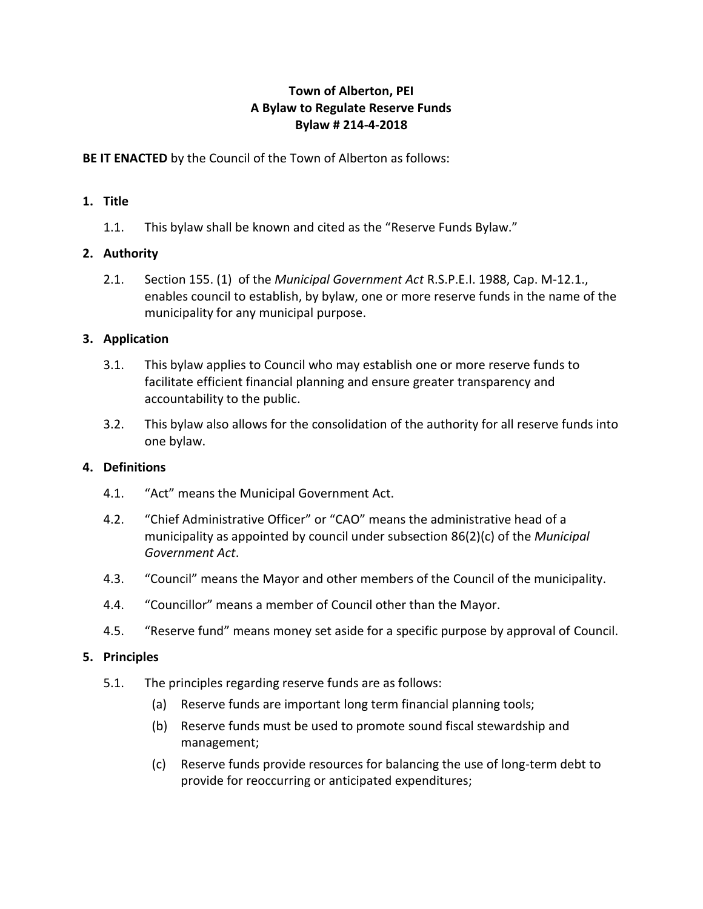**Town of Alberton, PEI**
**A Bylaw to Regulate Reserve Funds**
**Bylaw # 214-4-2018**

**BE IT ENACTED** by the Council of the Town of Alberton as follows:

## 1. Title

1.1. This bylaw shall be known and cited as the "Reserve Funds Bylaw."

## 2. Authority

2.1. Section 155. (1) of the *Municipal Government Act* R.S.P.E.I. 1988, Cap. M-12.1., enables council to establish, by bylaw, one or more reserve funds in the name of the municipality for any municipal purpose.

## 3. Application

3.1. This bylaw applies to Council who may establish one or more reserve funds to facilitate efficient financial planning and ensure greater transparency and accountability to the public.

3.2. This bylaw also allows for the consolidation of the authority for all reserve funds into one bylaw.

## 4. Definitions

4.1. "Act" means the Municipal Government Act.

4.2. "Chief Administrative Officer" or "CAO" means the administrative head of a municipality as appointed by council under subsection 86(2)(c) of the *Municipal Government Act*.

4.3. "Council" means the Mayor and other members of the Council of the municipality.

4.4. "Councillor" means a member of Council other than the Mayor.

4.5. "Reserve fund" means money set aside for a specific purpose by approval of Council.

## 5. Principles

5.1. The principles regarding reserve funds are as follows:

(a) Reserve funds are important long term financial planning tools;

(b) Reserve funds must be used to promote sound fiscal stewardship and management;

(c) Reserve funds provide resources for balancing the use of long-term debt to provide for reoccurring or anticipated expenditures;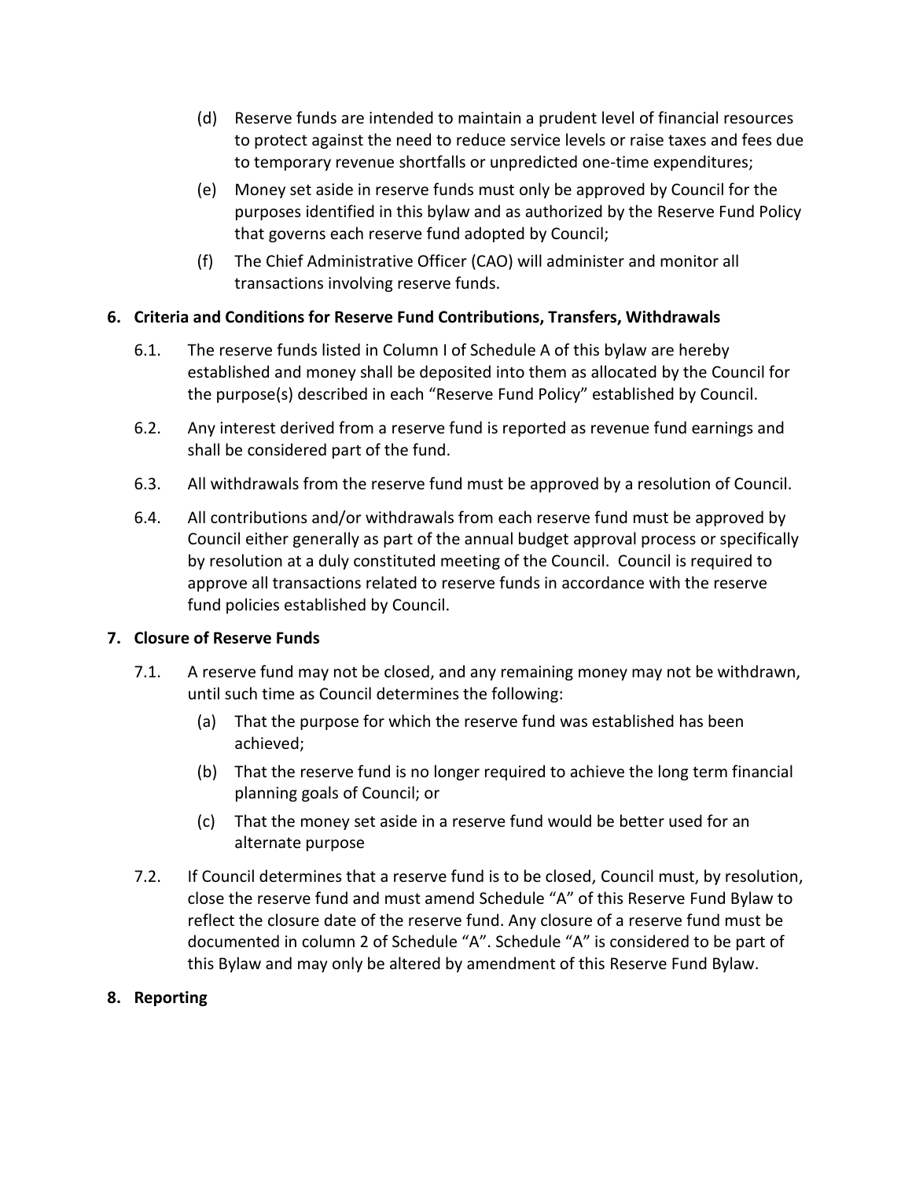(d) Reserve funds are intended to maintain a prudent level of financial resources to protect against the need to reduce service levels or raise taxes and fees due to temporary revenue shortfalls or unpredicted one-time expenditures;

(e) Money set aside in reserve funds must only be approved by Council for the purposes identified in this bylaw and as authorized by the Reserve Fund Policy that governs each reserve fund adopted by Council;

(f) The Chief Administrative Officer (CAO) will administer and monitor all transactions involving reserve funds.

## 6. Criteria and Conditions for Reserve Fund Contributions, Transfers, Withdrawals

6.1. The reserve funds listed in Column I of Schedule A of this bylaw are hereby established and money shall be deposited into them as allocated by the Council for the purpose(s) described in each "Reserve Fund Policy" established by Council.

6.2. Any interest derived from a reserve fund is reported as revenue fund earnings and shall be considered part of the fund.

6.3. All withdrawals from the reserve fund must be approved by a resolution of Council.

6.4. All contributions and/or withdrawals from each reserve fund must be approved by Council either generally as part of the annual budget approval process or specifically by resolution at a duly constituted meeting of the Council. Council is required to approve all transactions related to reserve funds in accordance with the reserve fund policies established by Council.

## 7. Closure of Reserve Funds

7.1. A reserve fund may not be closed, and any remaining money may not be withdrawn, until such time as Council determines the following:

(a) That the purpose for which the reserve fund was established has been achieved;

(b) That the reserve fund is no longer required to achieve the long term financial planning goals of Council; or

(c) That the money set aside in a reserve fund would be better used for an alternate purpose

7.2. If Council determines that a reserve fund is to be closed, Council must, by resolution, close the reserve fund and must amend Schedule "A" of this Reserve Fund Bylaw to reflect the closure date of the reserve fund. Any closure of a reserve fund must be documented in column 2 of Schedule "A". Schedule "A" is considered to be part of this Bylaw and may only be altered by amendment of this Reserve Fund Bylaw.

## 8. Reporting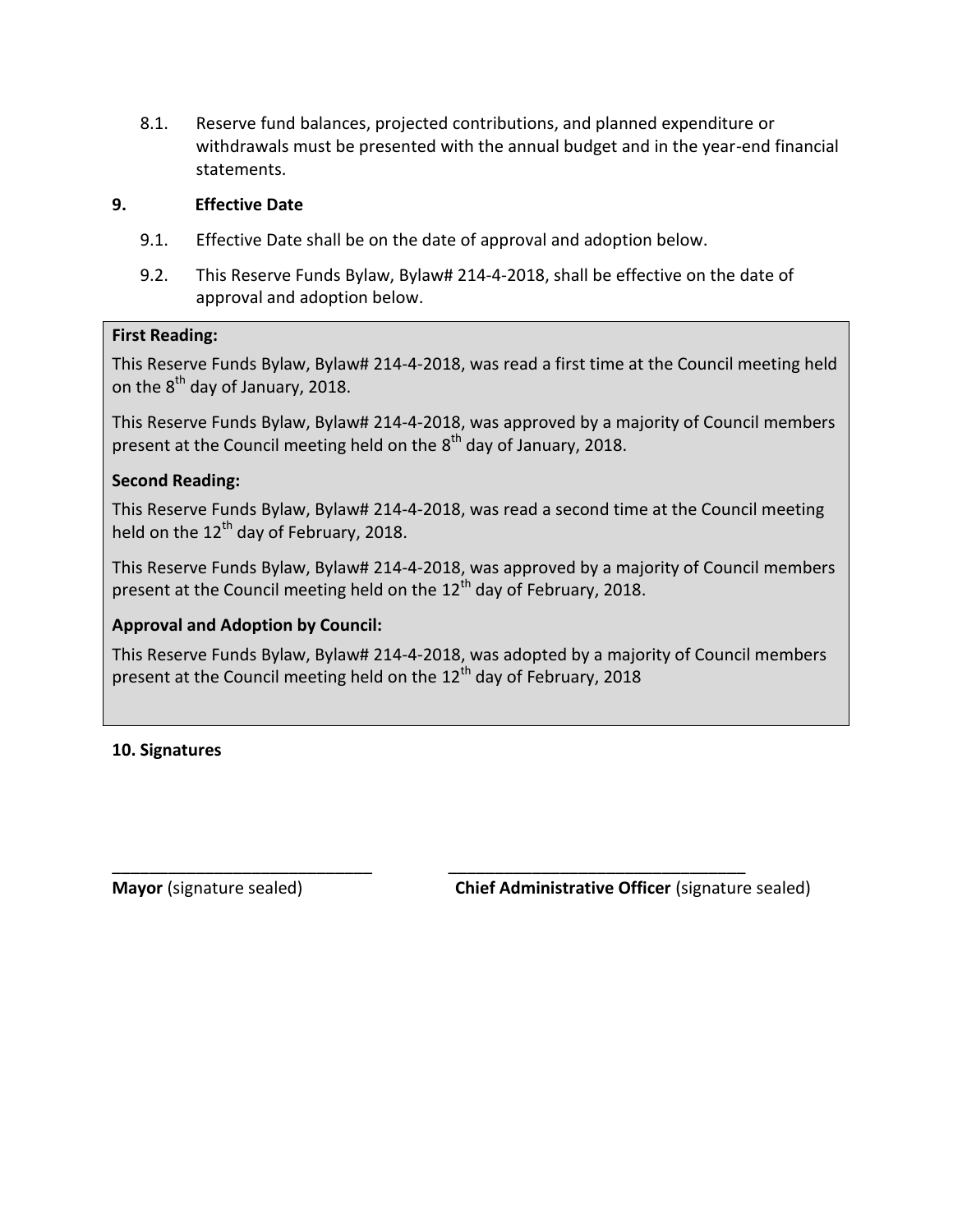8.1. Reserve fund balances, projected contributions, and planned expenditure or withdrawals must be presented with the annual budget and in the year-end financial statements.

## 9. Effective Date

9.1. Effective Date shall be on the date of approval and adoption below.

9.2. This Reserve Funds Bylaw, Bylaw# 214-4-2018, shall be effective on the date of approval and adoption below.

**First Reading:**

This Reserve Funds Bylaw, Bylaw# 214-4-2018, was read a first time at the Council meeting held on the 8th day of January, 2018.

This Reserve Funds Bylaw, Bylaw# 214-4-2018, was approved by a majority of Council members present at the Council meeting held on the 8th day of January, 2018.

**Second Reading:**

This Reserve Funds Bylaw, Bylaw# 214-4-2018, was read a second time at the Council meeting held on the 12th day of February, 2018.

This Reserve Funds Bylaw, Bylaw# 214-4-2018, was approved by a majority of Council members present at the Council meeting held on the 12th day of February, 2018.

**Approval and Adoption by Council:**

This Reserve Funds Bylaw, Bylaw# 214-4-2018, was adopted by a majority of Council members present at the Council meeting held on the 12th day of February, 2018

## 10. Signatures

_____________________________ **Mayor** (signature sealed)

_________________________________ **Chief Administrative Officer** (signature sealed)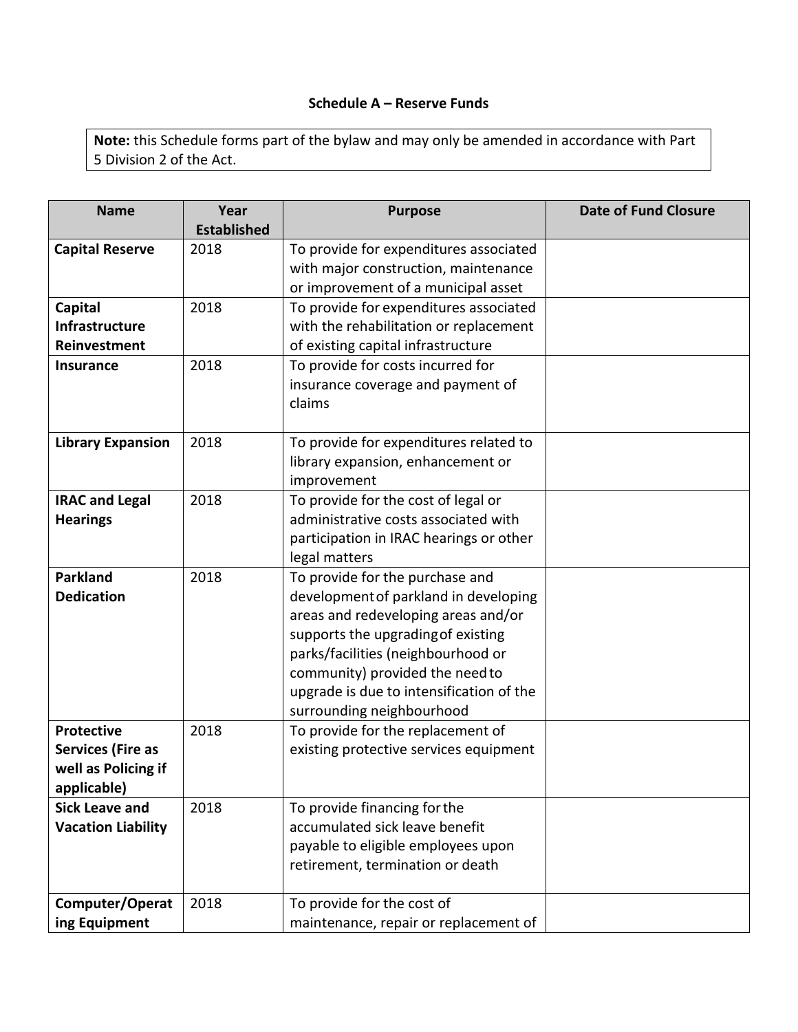### Schedule A – Reserve Funds

**Note:** this Schedule forms part of the bylaw and may only be amended in accordance with Part 5 Division 2 of the Act.

| Name | Year Established | Purpose | Date of Fund Closure |
|---|---|---|---|
| **Capital Reserve** | 2018 | To provide for expenditures associated with major construction, maintenance or improvement of a municipal asset | |
| **Capital Infrastructure Reinvestment** | 2018 | To provide for expenditures associated with the rehabilitation or replacement of existing capital infrastructure | |
| **Insurance** | 2018 | To provide for costs incurred for insurance coverage and payment of claims | |
| **Library Expansion** | 2018 | To provide for expenditures related to library expansion, enhancement or improvement | |
| **IRAC and Legal Hearings** | 2018 | To provide for the cost of legal or administrative costs associated with participation in IRAC hearings or other legal matters | |
| **Parkland Dedication** | 2018 | To provide for the purchase and development of parkland in developing areas and redeveloping areas and/or supports the upgrading of existing parks/facilities (neighbourhood or community) provided the need to upgrade is due to intensification of the surrounding neighbourhood | |
| **Protective Services (Fire as well as Policing if applicable)** | 2018 | To provide for the replacement of existing protective services equipment | |
| **Sick Leave and Vacation Liability** | 2018 | To provide financing for the accumulated sick leave benefit payable to eligible employees upon retirement, termination or death | |
| **Computer/Operating Equipment** | 2018 | To provide for the cost of maintenance, repair or replacement of | |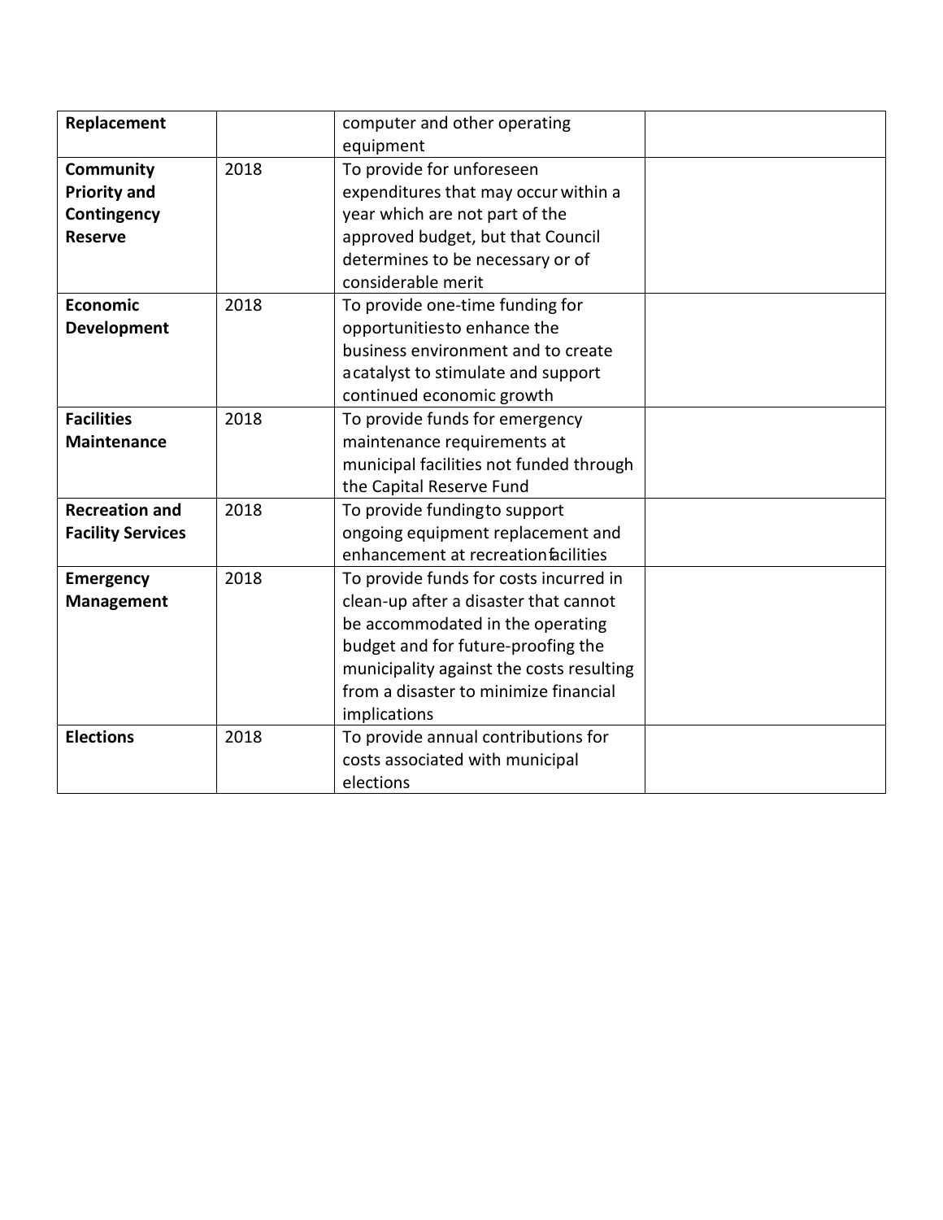| | | | |
|---|---|---|---|
| **Replacement** | | computer and other operating equipment | |
| **Community Priority and Contingency Reserve** | 2018 | To provide for unforeseen expenditures that may occur within a year which are not part of the approved budget, but that Council determines to be necessary or of considerable merit | |
| **Economic Development** | 2018 | To provide one-time funding for opportunities to enhance the business environment and to create a catalyst to stimulate and support continued economic growth | |
| **Facilities Maintenance** | 2018 | To provide funds for emergency maintenance requirements at municipal facilities not funded through the Capital Reserve Fund | |
| **Recreation and Facility Services** | 2018 | To provide funding to support ongoing equipment replacement and enhancement at recreation facilities | |
| **Emergency Management** | 2018 | To provide funds for costs incurred in clean-up after a disaster that cannot be accommodated in the operating budget and for future-proofing the municipality against the costs resulting from a disaster to minimize financial implications | |
| **Elections** | 2018 | To provide annual contributions for costs associated with municipal elections | |